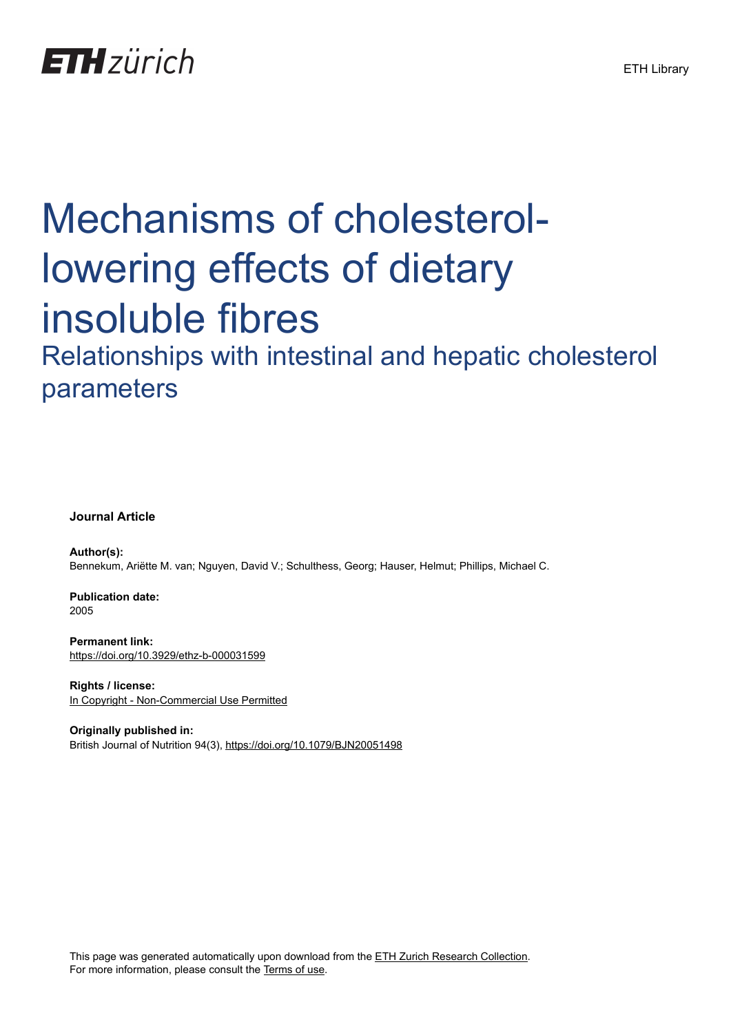ETH zürich

ETH Library

# Mechanisms of cholesterol-lowering effects of dietary insoluble fibres

## Relationships with intestinal and hepatic cholesterol parameters

**Journal Article**

**Author(s):**
Bennekum, Ariëtte M. van; Nguyen, David V.; Schulthess, Georg; Hauser, Helmut; Phillips, Michael C.

**Publication date:**
2005

**Permanent link:**
https://doi.org/10.3929/ethz-b-000031599

**Rights / license:**
In Copyright - Non-Commercial Use Permitted

**Originally published in:**
British Journal of Nutrition 94(3), https://doi.org/10.1079/BJN20051498

This page was generated automatically upon download from the ETH Zurich Research Collection.
For more information, please consult the Terms of use.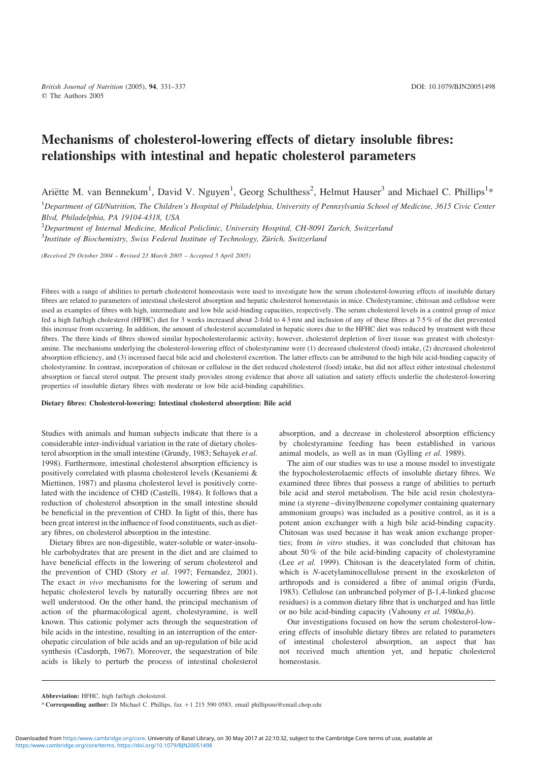# Mechanisms of cholesterol-lowering effects of dietary insoluble fibres: relationships with intestinal and hepatic cholesterol parameters

Ariëtte M. van Bennekum[1], David V. Nguyen[1], Georg Schulthess[2], Helmut Hauser[3] and Michael C. Phillips[1]*

[1]Department of GI/Nutrition, The Children's Hospital of Philadelphia, University of Pennsylvania School of Medicine, 3615 Civic Center Blvd, Philadelphia, PA 19104-4318, USA

[2]Department of Internal Medicine, Medical Policlinic, University Hospital, CH-8091 Zurich, Switzerland

[3]Institute of Biochemistry, Swiss Federal Institute of Technology, Zürich, Switzerland

(Received 29 October 2004 – Revised 23 March 2005 – Accepted 5 April 2005)

Fibres with a range of abilities to perturb cholesterol homeostasis were used to investigate how the serum cholesterol-lowering effects of insoluble dietary fibres are related to parameters of intestinal cholesterol absorption and hepatic cholesterol homeostasis in mice. Cholestyramine, chitosan and cellulose were used as examples of fibres with high, intermediate and low bile acid-binding capacities, respectively. The serum cholesterol levels in a control group of mice fed a high fat/high cholesterol (HFHC) diet for 3 weeks increased about 2-fold to 4·3 mM and inclusion of any of these fibres at 7·5 % of the diet prevented this increase from occurring. In addition, the amount of cholesterol accumulated in hepatic stores due to the HFHC diet was reduced by treatment with these fibres. The three kinds of fibres showed similar hypocholesterolaemic activity; however, cholesterol depletion of liver tissue was greatest with cholestyramine. The mechanisms underlying the cholesterol-lowering effect of cholestyramine were (1) decreased cholesterol (food) intake, (2) decreased cholesterol absorption efficiency, and (3) increased faecal bile acid and cholesterol excretion. The latter effects can be attributed to the high bile acid-binding capacity of cholestyramine. In contrast, incorporation of chitosan or cellulose in the diet reduced cholesterol (food) intake, but did not affect either intestinal cholesterol absorption or faecal sterol output. The present study provides strong evidence that above all satiation and satiety effects underlie the cholesterol-lowering properties of insoluble dietary fibres with moderate or low bile acid-binding capabilities.

**Dietary fibres: Cholesterol-lowering: Intestinal cholesterol absorption: Bile acid**

Studies with animals and human subjects indicate that there is a considerable inter-individual variation in the rate of dietary cholesterol absorption in the small intestine (Grundy, 1983; Sehayek *et al.* 1998). Furthermore, intestinal cholesterol absorption efficiency is positively correlated with plasma cholesterol levels (Kesaniemi & Miettinen, 1987) and plasma cholesterol level is positively correlated with the incidence of CHD (Castelli, 1984). It follows that a reduction of cholesterol absorption in the small intestine should be beneficial in the prevention of CHD. In light of this, there has been great interest in the influence of food constituents, such as dietary fibres, on cholesterol absorption in the intestine.

Dietary fibres are non-digestible, water-soluble or water-insoluble carbohydrates that are present in the diet and are claimed to have beneficial effects in the lowering of serum cholesterol and the prevention of CHD (Story *et al.* 1997; Fernandez, 2001). The exact *in vivo* mechanisms for the lowering of serum and hepatic cholesterol levels by naturally occurring fibres are not well understood. On the other hand, the principal mechanism of action of the pharmacological agent, cholestyramine, is well known. This cationic polymer acts through the sequestration of bile acids in the intestine, resulting in an interruption of the enterohepatic circulation of bile acids and an up-regulation of bile acid synthesis (Casdorph, 1967). Moreover, the sequestration of bile acids is likely to perturb the process of intestinal cholesterol absorption, and a decrease in cholesterol absorption efficiency by cholestyramine feeding has been established in various animal models, as well as in man (Gylling *et al.* 1989).

The aim of our studies was to use a mouse model to investigate the hypocholesterolaemic effects of insoluble dietary fibres. We examined three fibres that possess a range of abilities to perturb bile acid and sterol metabolism. The bile acid resin cholestyramine (a styrene–divinylbenzene copolymer containing quaternary ammonium groups) was included as a positive control, as it is a potent anion exchanger with a high bile acid-binding capacity. Chitosan was used because it has weak anion exchange properties; from *in vitro* studies, it was concluded that chitosan has about 50 % of the bile acid-binding capacity of cholestyramine (Lee *et al.* 1999). Chitosan is the deacetylated form of chitin, which is *N*-acetylaminocellulose present in the exoskeleton of arthropods and is considered a fibre of animal origin (Furda, 1983). Cellulose (an unbranched polymer of β-1,4-linked glucose residues) is a common dietary fibre that is uncharged and has little or no bile acid-binding capacity (Vahouny *et al.* 1980*a*,*b*).

Our investigations focused on how the serum cholesterol-lowering effects of insoluble dietary fibres are related to parameters of intestinal cholesterol absorption, an aspect that has not received much attention yet, and hepatic cholesterol homeostasis.

**Abbreviation:** HFHC, high fat/high cholesterol.

\* **Corresponding author:** Dr Michael C. Phillips, fax +1 215 590 0583, email phillipsmi@email.chop.edu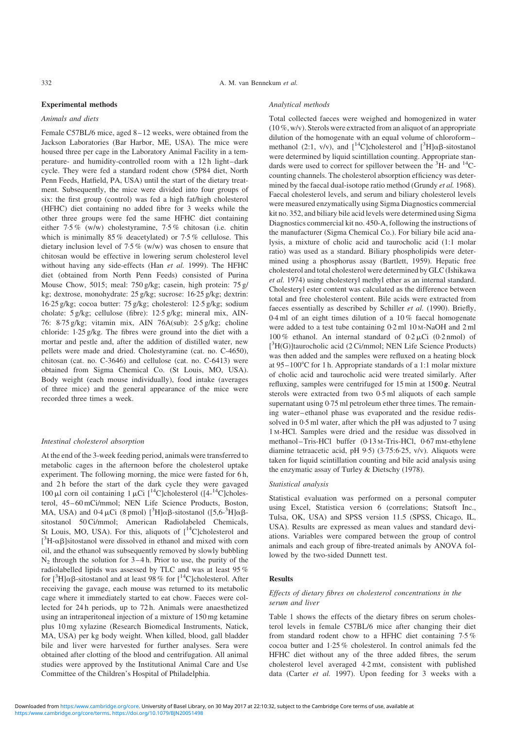## Experimental methods

### Animals and diets

Female C57BL/6 mice, aged 8–12 weeks, were obtained from the Jackson Laboratories (Bar Harbor, ME, USA). The mice were housed three per cage in the Laboratory Animal Facility in a temperature- and humidity-controlled room with a 12 h light–dark cycle. They were fed a standard rodent chow (5P84 diet, North Penn Feeds, Hatfield, PA, USA) until the start of the dietary treatment. Subsequently, the mice were divided into four groups of six: the first group (control) was fed a high fat/high cholesterol (HFHC) diet containing no added fibre for 3 weeks while the other three groups were fed the same HFHC diet containing either 7·5 % (w/w) cholestyramine, 7·5 % chitosan (i.e. chitin which is minimally 85 % deacetylated) or 7·5 % cellulose. This dietary inclusion level of 7·5 % (w/w) was chosen to ensure that chitosan would be effective in lowering serum cholesterol level without having any side-effects (Han *et al.* 1999). The HFHC diet (obtained from North Penn Feeds) consisted of Purina Mouse Chow, 5015; meal: 750 g/kg; casein, high protein: 75 g/kg; dextrose, monohydrate: 25 g/kg; sucrose: 16·25 g/kg; dextrin: 16·25 g/kg; cocoa butter: 75 g/kg; cholesterol: 12·5 g/kg; sodium cholate: 5 g/kg; cellulose (fibre): 12·5 g/kg; mineral mix, AIN-76: 8·75 g/kg; vitamin mix, AIN 76A(sub): 2·5 g/kg; choline chloride: 1·25 g/kg. The fibres were ground into the diet with a mortar and pestle and, after the addition of distilled water, new pellets were made and dried. Cholestyramine (cat. no. C-4650), chitosan (cat. no. C-3646) and cellulose (cat. no. C-6413) were obtained from Sigma Chemical Co. (St Louis, MO, USA). Body weight (each mouse individually), food intake (averages of three mice) and the general appearance of the mice were recorded three times a week.

### Intestinal cholesterol absorption

At the end of the 3-week feeding period, animals were transferred to metabolic cages in the afternoon before the cholesterol uptake experiment. The following morning, the mice were fasted for 6 h, and 2 h before the start of the dark cycle they were gavaged 100 μl corn oil containing 1 μCi [$^{14}$C]cholesterol ([4-$^{14}$C]cholesterol, 45–60 mCi/mmol; NEN Life Science Products, Boston, MA, USA) and 0·4 μCi (8 pmol) [$^{3}$H]αβ-sitostanol ([5,6-$^{3}$H]αβ-sitostanol 50 Ci/mmol; American Radiolabeled Chemicals, St Louis, MO, USA). For this, aliquots of [$^{14}$C]cholesterol and [$^{3}$H-αβ]sitostanol were dissolved in ethanol and mixed with corn oil, and the ethanol was subsequently removed by slowly bubbling $N_2$ through the solution for 3–4 h. Prior to use, the purity of the radiolabelled lipids was assessed by TLC and was at least 95 % for [$^{3}$H]αβ-sitostanol and at least 98 % for [$^{14}$C]cholesterol. After receiving the gavage, each mouse was returned to its metabolic cage where it immediately started to eat chow. Faeces were collected for 24 h periods, up to 72 h. Animals were anaesthetized using an intraperitoneal injection of a mixture of 150 mg ketamine plus 10 mg xylazine (Research Biomedical Instruments, Natick, MA, USA) per kg body weight. When killed, blood, gall bladder bile and liver were harvested for further analyses. Sera were obtained after clotting of the blood and centrifugation. All animal studies were approved by the Institutional Animal Care and Use Committee of the Children's Hospital of Philadelphia.

### Analytical methods

Total collected faeces were weighed and homogenized in water (10 %, w/v). Sterols were extracted from an aliquot of an appropriate dilution of the homogenate with an equal volume of chloroform–methanol (2:1, v/v), and [$^{14}$C]cholesterol and [$^{3}$H]αβ-sitostanol were determined by liquid scintillation counting. Appropriate standards were used to correct for spillover between the $^{3}$H- and $^{14}$C-counting channels. The cholesterol absorption efficiency was determined by the faecal dual-isotope ratio method (Grundy *et al.* 1968). Faecal cholesterol levels, and serum and biliary cholesterol levels were measured enzymatically using Sigma Diagnostics commercial kit no. 352, and biliary bile acid levels were determined using Sigma Diagnostics commercial kit no. 450-A, following the instructions of the manufacturer (Sigma Chemical Co.). For biliary bile acid analysis, a mixture of cholic acid and taurocholic acid (1:1 molar ratio) was used as a standard. Biliary phospholipids were determined using a phosphorus assay (Bartlett, 1959). Hepatic free cholesterol and total cholesterol were determined by GLC (Ishikawa *et al.* 1974) using cholesteryl methyl ether as an internal standard. Cholesteryl ester content was calculated as the difference between total and free cholesterol content. Bile acids were extracted from faeces essentially as described by Schiller *et al.* (1990). Briefly, 0·4 ml of an eight times dilution of a 10 % faecal homogenate were added to a test tube containing 0·2 ml 10 M-NaOH and 2 ml 100 % ethanol. An internal standard of 0·2 μCi (0·2 nmol) of [$^{3}$H(G)]taurocholic acid (2 Ci/mmol; NEN Life Science Products) was then added and the samples were refluxed on a heating block at 95–100°C for 1 h. Appropriate standards of a 1:1 molar mixture of cholic acid and taurocholic acid were treated similarly. After refluxing, samples were centrifuged for 15 min at 1500 ***g***. Neutral sterols were extracted from two 0·5 ml aliquots of each sample supernatant using 0·75 ml petroleum ether three times. The remaining water–ethanol phase was evaporated and the residue redissolved in 0·5 ml water, after which the pH was adjusted to 7 using 1 M-HCl. Samples were dried and the residue was dissolved in methanol–Tris-HCl buffer (0·13 M-Tris-HCl, 0·67 mM-ethylene diamine tetraacetic acid, pH 9·5) (3·75:6·25, v/v). Aliquots were taken for liquid scintillation counting and bile acid analysis using the enzymatic assay of Turley & Dietschy (1978).

### Statistical analysis

Statistical evaluation was performed on a personal computer using Excel, Statistica version 6 (correlations; Statsoft Inc., Tulsa, OK, USA) and SPSS version 11.5 (SPSS, Chicago, IL, USA). Results are expressed as mean values and standard deviations. Variables were compared between the group of control animals and each group of fibre-treated animals by ANOVA followed by the two-sided Dunnett test.

## Results

### Effects of dietary fibres on cholesterol concentrations in the serum and liver

Table 1 shows the effects of the dietary fibres on serum cholesterol levels in female C57BL/6 mice after changing their diet from standard rodent chow to a HFHC diet containing 7·5 % cocoa butter and 1·25 % cholesterol. In control animals fed the HFHC diet without any of the three added fibres, the serum cholesterol level averaged 4·2 mM, consistent with published data (Carter *et al.* 1997). Upon feeding for 3 weeks with a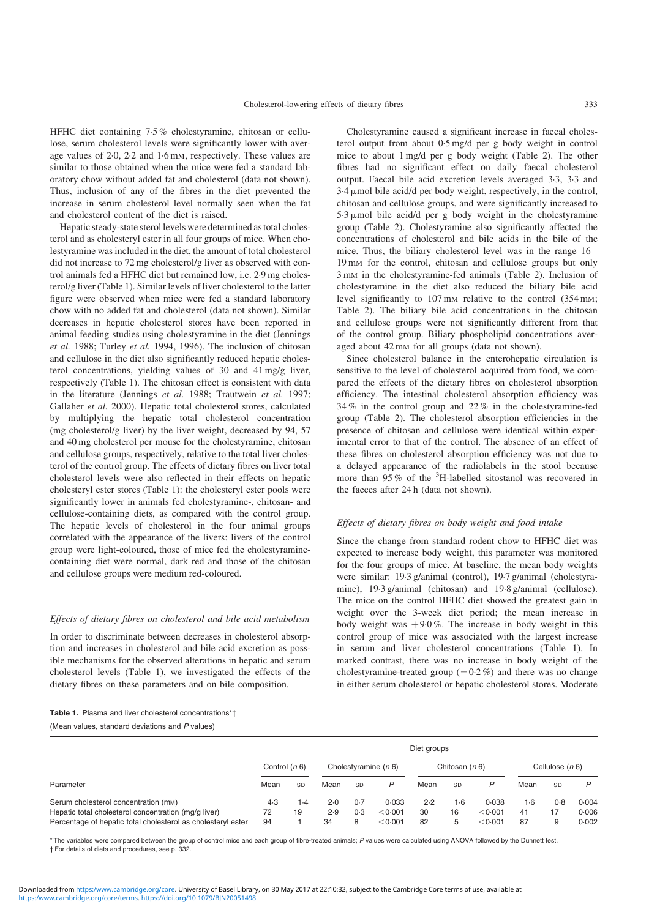HFHC diet containing 7·5 % cholestyramine, chitosan or cellulose, serum cholesterol levels were significantly lower with average values of 2·0, 2·2 and 1·6 mM, respectively. These values are similar to those obtained when the mice were fed a standard laboratory chow without added fat and cholesterol (data not shown). Thus, inclusion of any of the fibres in the diet prevented the increase in serum cholesterol level normally seen when the fat and cholesterol content of the diet is raised.

Hepatic steady-state sterol levels were determined as total cholesterol and as cholesteryl ester in all four groups of mice. When cholestyramine was included in the diet, the amount of total cholesterol did not increase to 72 mg cholesterol/g liver as observed with control animals fed a HFHC diet but remained low, i.e. 2·9 mg cholesterol/g liver (Table 1). Similar levels of liver cholesterol to the latter figure were observed when mice were fed a standard laboratory chow with no added fat and cholesterol (data not shown). Similar decreases in hepatic cholesterol stores have been reported in animal feeding studies using cholestyramine in the diet (Jennings *et al.* 1988; Turley *et al.* 1994, 1996). The inclusion of chitosan and cellulose in the diet also significantly reduced hepatic cholesterol concentrations, yielding values of 30 and 41 mg/g liver, respectively (Table 1). The chitosan effect is consistent with data in the literature (Jennings *et al.* 1988; Trautwein *et al.* 1997; Gallaher *et al.* 2000). Hepatic total cholesterol stores, calculated by multiplying the hepatic total cholesterol concentration (mg cholesterol/g liver) by the liver weight, decreased by 94, 57 and 40 mg cholesterol per mouse for the cholestyramine, chitosan and cellulose groups, respectively, relative to the total liver cholesterol of the control group. The effects of dietary fibres on liver total cholesterol levels were also reflected in their effects on hepatic cholesteryl ester stores (Table 1): the cholesteryl ester pools were significantly lower in animals fed cholestyramine-, chitosan- and cellulose-containing diets, as compared with the control group. The hepatic levels of cholesterol in the four animal groups correlated with the appearance of the livers: livers of the control group were light-coloured, those of mice fed the cholestyramine-containing diet were normal, dark red and those of the chitosan and cellulose groups were medium red-coloured.

### *Effects of dietary fibres on cholesterol and bile acid metabolism*

In order to discriminate between decreases in cholesterol absorption and increases in cholesterol and bile acid excretion as possible mechanisms for the observed alterations in hepatic and serum cholesterol levels (Table 1), we investigated the effects of the dietary fibres on these parameters and on bile composition.

Cholestyramine caused a significant increase in faecal cholesterol output from about 0·5 mg/d per g body weight in control mice to about 1 mg/d per g body weight (Table 2). The other fibres had no significant effect on daily faecal cholesterol output. Faecal bile acid excretion levels averaged 3·3, 3·3 and 3·4 μmol bile acid/d per body weight, respectively, in the control, chitosan and cellulose groups, and were significantly increased to 5·3 μmol bile acid/d per g body weight in the cholestyramine group (Table 2). Cholestyramine also significantly affected the concentrations of cholesterol and bile acids in the bile of the mice. Thus, the biliary cholesterol level was in the range 16–19 mM for the control, chitosan and cellulose groups but only 3 mM in the cholestyramine-fed animals (Table 2). Inclusion of cholestyramine in the diet also reduced the biliary bile acid level significantly to 107 mM relative to the control (354 mM; Table 2). The biliary bile acid concentrations in the chitosan and cellulose groups were not significantly different from that of the control group. Biliary phospholipid concentrations averaged about 42 mM for all groups (data not shown).

Since cholesterol balance in the enterohepatic circulation is sensitive to the level of cholesterol acquired from food, we compared the effects of the dietary fibres on cholesterol absorption efficiency. The intestinal cholesterol absorption efficiency was 34 % in the control group and 22 % in the cholestyramine-fed group (Table 2). The cholesterol absorption efficiencies in the presence of chitosan and cellulose were identical within experimental error to that of the control. The absence of an effect of these fibres on cholesterol absorption efficiency was not due to a delayed appearance of the radiolabels in the stool because more than 95 % of the $^{3}$H-labelled sitostanol was recovered in the faeces after 24 h (data not shown).

### *Effects of dietary fibres on body weight and food intake*

Since the change from standard rodent chow to HFHC diet was expected to increase body weight, this parameter was monitored for the four groups of mice. At baseline, the mean body weights were similar: 19·3 g/animal (control), 19·7 g/animal (cholestyramine), 19·3 g/animal (chitosan) and 19·8 g/animal (cellulose). The mice on the control HFHC diet showed the greatest gain in weight over the 3-week diet period; the mean increase in body weight was +9·0 %. The increase in body weight in this control group of mice was associated with the largest increase in serum and liver cholesterol concentrations (Table 1). In marked contrast, there was no increase in body weight of the cholestyramine-treated group (−0·2 %) and there was no change in either serum cholesterol or hepatic cholesterol stores. Moderate

**Table 1.** Plasma and liver cholesterol concentrations*†

(Mean values, standard deviations and *P* values)

| | Diet groups | | | | | | | | | | |
|---|---|---|---|---|---|---|---|---|---|---|---|
| | Control (*n* 6) | | Cholestyramine (*n* 6) | | | Chitosan (*n* 6) | | | Cellulose (*n* 6) | | |
| Parameter | Mean | SD | Mean | SD | *P* | Mean | SD | *P* | Mean | SD | *P* |
| Serum cholesterol concentration (mM) | 4·3 | 1·4 | 2·0 | 0·7 | 0·033 | 2·2 | 1·6 | 0·038 | 1·6 | 0·8 | 0·004 |
| Hepatic total cholesterol concentration (mg/g liver) | 72 | 19 | 2·9 | 0·3 | <0·001 | 30 | 16 | <0·001 | 41 | 17 | 0·006 |
| Percentage of hepatic total cholesterol as cholesteryl ester | 94 | 1 | 34 | 8 | <0·001 | 82 | 5 | <0·001 | 87 | 9 | 0·002 |

* The variables were compared between the group of control mice and each group of fibre-treated animals; *P* values were calculated using ANOVA followed by the Dunnett test.

† For details of diets and procedures, see p. 332.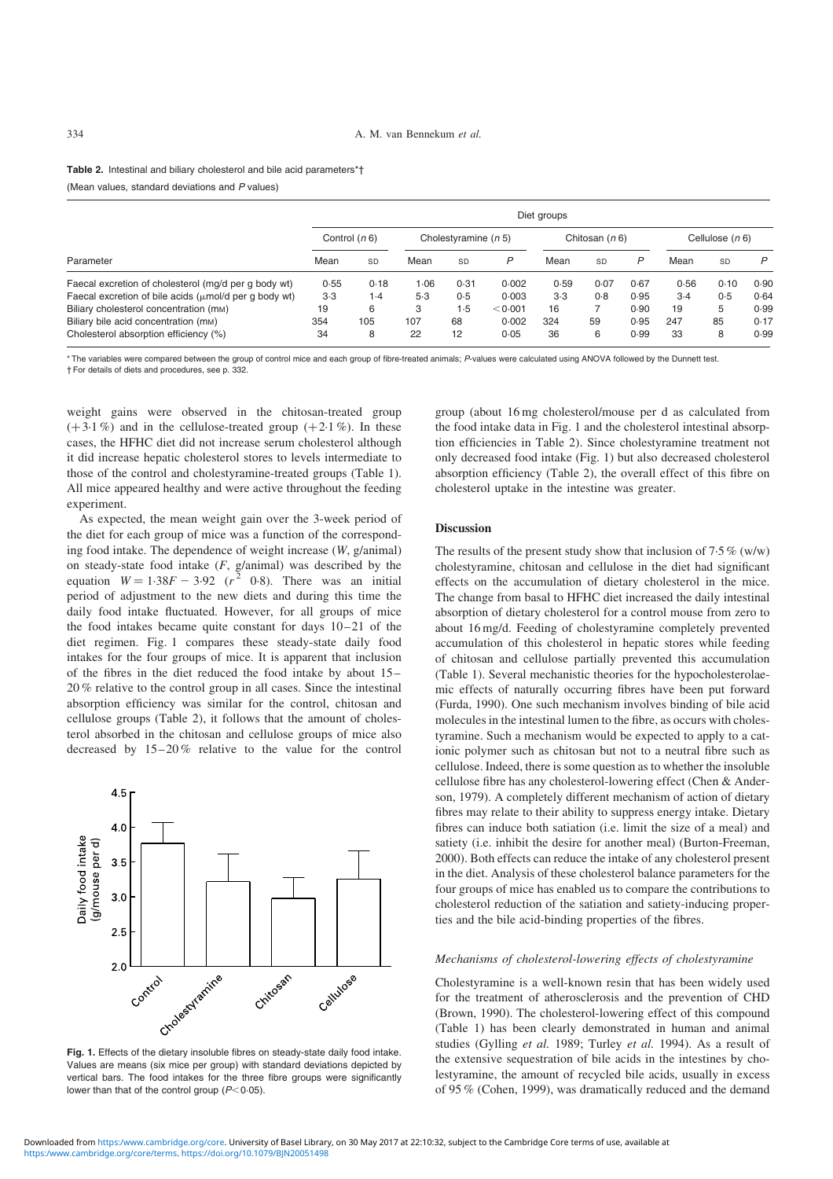**Table 2.** Intestinal and biliary cholesterol and bile acid parameters*†

(Mean values, standard deviations and *P* values)

| Parameter | Control (*n* 6) | | Cholestyramine (*n* 5) | | | Chitosan (*n* 6) | | | Cellulose (*n* 6) | | |
|---|---|---|---|---|---|---|---|---|---|---|---|
| | Mean | SD | Mean | SD | *P* | Mean | SD | *P* | Mean | SD | *P* |
| Faecal excretion of cholesterol (mg/d per g body wt) | 0·55 | 0·18 | 1·06 | 0·31 | 0·002 | 0·59 | 0·07 | 0·67 | 0·56 | 0·10 | 0·90 |
| Faecal excretion of bile acids (μmol/d per g body wt) | 3·3 | 1·4 | 5·3 | 0·5 | 0·003 | 3·3 | 0·8 | 0·95 | 3·4 | 0·5 | 0·64 |
| Biliary cholesterol concentration (mM) | 19 | 6 | 3 | 1·5 | <0·001 | 16 | 7 | 0·90 | 19 | 5 | 0·99 |
| Biliary bile acid concentration (mM) | 354 | 105 | 107 | 68 | 0·002 | 324 | 59 | 0·95 | 247 | 85 | 0·17 |
| Cholesterol absorption efficiency (%) | 34 | 8 | 22 | 12 | 0·05 | 36 | 6 | 0·99 | 33 | 8 | 0·99 |

* The variables were compared between the group of control mice and each group of fibre-treated animals; *P*-values were calculated using ANOVA followed by the Dunnett test.
† For details of diets and procedures, see p. 332.

weight gains were observed in the chitosan-treated group (+3·1 %) and in the cellulose-treated group (+2·1 %). In these cases, the HFHC diet did not increase serum cholesterol although it did increase hepatic cholesterol stores to levels intermediate to those of the control and cholestyramine-treated groups (Table 1). All mice appeared healthy and were active throughout the feeding experiment.

As expected, the mean weight gain over the 3-week period of the diet for each group of mice was a function of the corresponding food intake. The dependence of weight increase ($W$, g/animal) on steady-state food intake ($F$, g/animal) was described by the equation $W = 1{\cdot}38F - 3{\cdot}92$ ($r^2$ 0·8). There was an initial period of adjustment to the new diets and during this time the daily food intake fluctuated. However, for all groups of mice the food intakes became quite constant for days 10–21 of the diet regimen. Fig. 1 compares these steady-state daily food intakes for the four groups of mice. It is apparent that inclusion of the fibres in the diet reduced the food intake by about 15–20 % relative to the control group in all cases. Since the intestinal absorption efficiency was similar for the control, chitosan and cellulose groups (Table 2), it follows that the amount of cholesterol absorbed in the chitosan and cellulose groups of mice also decreased by 15–20 % relative to the value for the control

**Fig. 1.** Effects of the dietary insoluble fibres on steady-state daily food intake. Values are means (six mice per group) with standard deviations depicted by vertical bars. The food intakes for the three fibre groups were significantly lower than that of the control group ($P<0·05$).

group (about 16 mg cholesterol/mouse per d as calculated from the food intake data in Fig. 1 and the cholesterol intestinal absorption efficiencies in Table 2). Since cholestyramine treatment not only decreased food intake (Fig. 1) but also decreased cholesterol absorption efficiency (Table 2), the overall effect of this fibre on cholesterol uptake in the intestine was greater.

## Discussion

The results of the present study show that inclusion of 7·5 % (w/w) cholestyramine, chitosan and cellulose in the diet had significant effects on the accumulation of dietary cholesterol in the mice. The change from basal to HFHC diet increased the daily intestinal absorption of dietary cholesterol for a control mouse from zero to about 16 mg/d. Feeding of cholestyramine completely prevented accumulation of this cholesterol in hepatic stores while feeding of chitosan and cellulose partially prevented this accumulation (Table 1). Several mechanistic theories for the hypocholesterolaemic effects of naturally occurring fibres have been put forward (Furda, 1990). One such mechanism involves binding of bile acid molecules in the intestinal lumen to the fibre, as occurs with cholestyramine. Such a mechanism would be expected to apply to a cationic polymer such as chitosan but not to a neutral fibre such as cellulose. Indeed, there is some question as to whether the insoluble cellulose fibre has any cholesterol-lowering effect (Chen & Anderson, 1979). A completely different mechanism of action of dietary fibres may relate to their ability to suppress energy intake. Dietary fibres can induce both satiation (i.e. limit the size of a meal) and satiety (i.e. inhibit the desire for another meal) (Burton-Freeman, 2000). Both effects can reduce the intake of any cholesterol present in the diet. Analysis of these cholesterol balance parameters for the four groups of mice has enabled us to compare the contributions to cholesterol reduction of the satiation and satiety-inducing properties and the bile acid-binding properties of the fibres.

### *Mechanisms of cholesterol-lowering effects of cholestyramine*

Cholestyramine is a well-known resin that has been widely used for the treatment of atherosclerosis and the prevention of CHD (Brown, 1990). The cholesterol-lowering effect of this compound (Table 1) has been clearly demonstrated in human and animal studies (Gylling *et al.* 1989; Turley *et al.* 1994). As a result of the extensive sequestration of bile acids in the intestines by cholestyramine, the amount of recycled bile acids, usually in excess of 95 % (Cohen, 1999), was dramatically reduced and the demand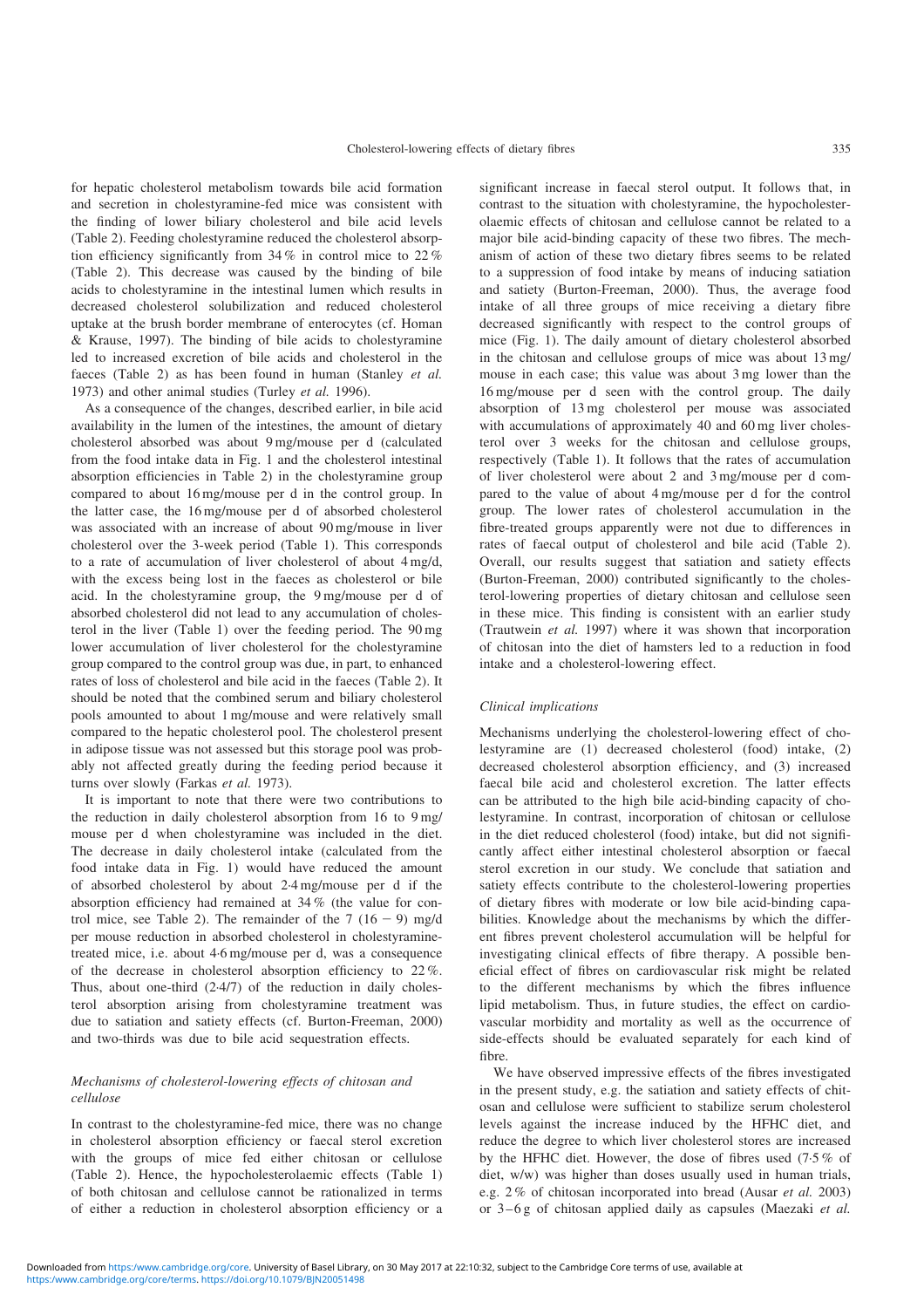for hepatic cholesterol metabolism towards bile acid formation and secretion in cholestyramine-fed mice was consistent with the finding of lower biliary cholesterol and bile acid levels (Table 2). Feeding cholestyramine reduced the cholesterol absorption efficiency significantly from 34 % in control mice to 22 % (Table 2). This decrease was caused by the binding of bile acids to cholestyramine in the intestinal lumen which results in decreased cholesterol solubilization and reduced cholesterol uptake at the brush border membrane of enterocytes (cf. Homan & Krause, 1997). The binding of bile acids to cholestyramine led to increased excretion of bile acids and cholesterol in the faeces (Table 2) as has been found in human (Stanley *et al.* 1973) and other animal studies (Turley *et al.* 1996).

As a consequence of the changes, described earlier, in bile acid availability in the lumen of the intestines, the amount of dietary cholesterol absorbed was about 9 mg/mouse per d (calculated from the food intake data in Fig. 1 and the cholesterol intestinal absorption efficiencies in Table 2) in the cholestyramine group compared to about 16 mg/mouse per d in the control group. In the latter case, the 16 mg/mouse per d of absorbed cholesterol was associated with an increase of about 90 mg/mouse in liver cholesterol over the 3-week period (Table 1). This corresponds to a rate of accumulation of liver cholesterol of about 4 mg/d, with the excess being lost in the faeces as cholesterol or bile acid. In the cholestyramine group, the 9 mg/mouse per d of absorbed cholesterol did not lead to any accumulation of cholesterol in the liver (Table 1) over the feeding period. The 90 mg lower accumulation of liver cholesterol for the cholestyramine group compared to the control group was due, in part, to enhanced rates of loss of cholesterol and bile acid in the faeces (Table 2). It should be noted that the combined serum and biliary cholesterol pools amounted to about 1 mg/mouse and were relatively small compared to the hepatic cholesterol pool. The cholesterol present in adipose tissue was not assessed but this storage pool was probably not affected greatly during the feeding period because it turns over slowly (Farkas *et al.* 1973).

It is important to note that there were two contributions to the reduction in daily cholesterol absorption from 16 to 9 mg/mouse per d when cholestyramine was included in the diet. The decrease in daily cholesterol intake (calculated from the food intake data in Fig. 1) would have reduced the amount of absorbed cholesterol by about 2·4 mg/mouse per d if the absorption efficiency had remained at 34 % (the value for control mice, see Table 2). The remainder of the 7 (16 − 9) mg/d per mouse reduction in absorbed cholesterol in cholestyramine-treated mice, i.e. about 4·6 mg/mouse per d, was a consequence of the decrease in cholesterol absorption efficiency to 22 %. Thus, about one-third (2·4/7) of the reduction in daily cholesterol absorption arising from cholestyramine treatment was due to satiation and satiety effects (cf. Burton-Freeman, 2000) and two-thirds was due to bile acid sequestration effects.

### *Mechanisms of cholesterol-lowering effects of chitosan and cellulose*

In contrast to the cholestyramine-fed mice, there was no change in cholesterol absorption efficiency or faecal sterol excretion with the groups of mice fed either chitosan or cellulose (Table 2). Hence, the hypocholesterolaemic effects (Table 1) of both chitosan and cellulose cannot be rationalized in terms of either a reduction in cholesterol absorption efficiency or a significant increase in faecal sterol output. It follows that, in contrast to the situation with cholestyramine, the hypocholesterolaemic effects of chitosan and cellulose cannot be related to a major bile acid-binding capacity of these two fibres. The mechanism of action of these two dietary fibres seems to be related to a suppression of food intake by means of inducing satiation and satiety (Burton-Freeman, 2000). Thus, the average food intake of all three groups of mice receiving a dietary fibre decreased significantly with respect to the control groups of mice (Fig. 1). The daily amount of dietary cholesterol absorbed in the chitosan and cellulose groups of mice was about 13 mg/mouse in each case; this value was about 3 mg lower than the 16 mg/mouse per d seen with the control group. The daily absorption of 13 mg cholesterol per mouse was associated with accumulations of approximately 40 and 60 mg liver cholesterol over 3 weeks for the chitosan and cellulose groups, respectively (Table 1). It follows that the rates of accumulation of liver cholesterol were about 2 and 3 mg/mouse per d compared to the value of about 4 mg/mouse per d for the control group. The lower rates of cholesterol accumulation in the fibre-treated groups apparently were not due to differences in rates of faecal output of cholesterol and bile acid (Table 2). Overall, our results suggest that satiation and satiety effects (Burton-Freeman, 2000) contributed significantly to the cholesterol-lowering properties of dietary chitosan and cellulose seen in these mice. This finding is consistent with an earlier study (Trautwein *et al.* 1997) where it was shown that incorporation of chitosan into the diet of hamsters led to a reduction in food intake and a cholesterol-lowering effect.

### *Clinical implications*

Mechanisms underlying the cholesterol-lowering effect of cholestyramine are (1) decreased cholesterol (food) intake, (2) decreased cholesterol absorption efficiency, and (3) increased faecal bile acid and cholesterol excretion. The latter effects can be attributed to the high bile acid-binding capacity of cholestyramine. In contrast, incorporation of chitosan or cellulose in the diet reduced cholesterol (food) intake, but did not significantly affect either intestinal cholesterol absorption or faecal sterol excretion in our study. We conclude that satiation and satiety effects contribute to the cholesterol-lowering properties of dietary fibres with moderate or low bile acid-binding capabilities. Knowledge about the mechanisms by which the different fibres prevent cholesterol accumulation will be helpful for investigating clinical effects of fibre therapy. A possible beneficial effect of fibres on cardiovascular risk might be related to the different mechanisms by which the fibres influence lipid metabolism. Thus, in future studies, the effect on cardiovascular morbidity and mortality as well as the occurrence of side-effects should be evaluated separately for each kind of fibre.

We have observed impressive effects of the fibres investigated in the present study, e.g. the satiation and satiety effects of chitosan and cellulose were sufficient to stabilize serum cholesterol levels against the increase induced by the HFHC diet, and reduce the degree to which liver cholesterol stores are increased by the HFHC diet. However, the dose of fibres used (7·5 % of diet, w/w) was higher than doses usually used in human trials, e.g. 2 % of chitosan incorporated into bread (Ausar *et al.* 2003) or 3–6 g of chitosan applied daily as capsules (Maezaki *et al.*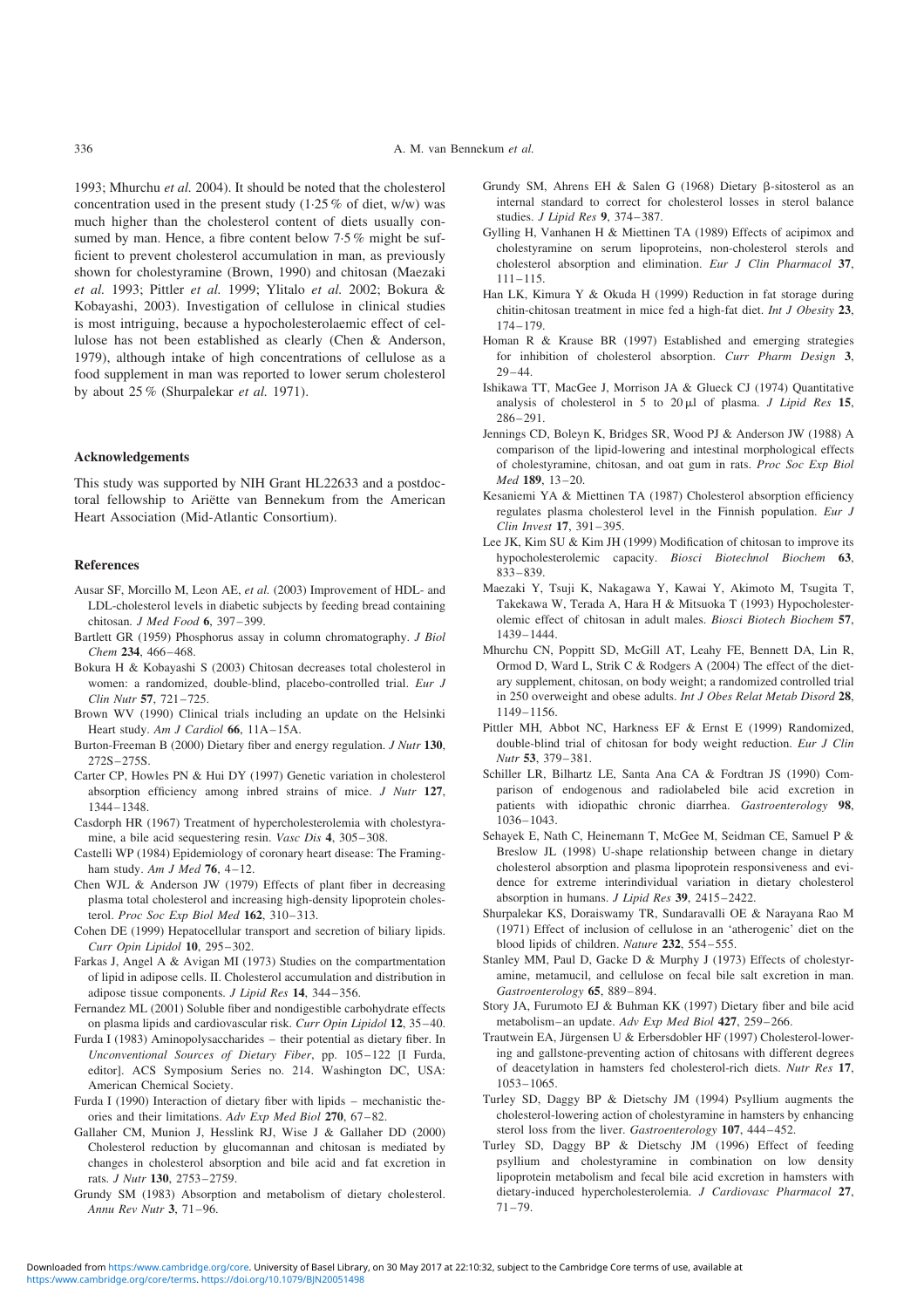1993; Mhurchu *et al.* 2004). It should be noted that the cholesterol concentration used in the present study (1·25 % of diet, w/w) was much higher than the cholesterol content of diets usually consumed by man. Hence, a fibre content below 7·5 % might be sufficient to prevent cholesterol accumulation in man, as previously shown for cholestyramine (Brown, 1990) and chitosan (Maezaki *et al.* 1993; Pittler *et al.* 1999; Ylitalo *et al.* 2002; Bokura & Kobayashi, 2003). Investigation of cellulose in clinical studies is most intriguing, because a hypocholesterolaemic effect of cellulose has not been established as clearly (Chen & Anderson, 1979), although intake of high concentrations of cellulose as a food supplement in man was reported to lower serum cholesterol by about 25 % (Shurpalekar *et al.* 1971).

## Acknowledgements

This study was supported by NIH Grant HL22633 and a postdoctoral fellowship to Ariëtte van Bennekum from the American Heart Association (Mid-Atlantic Consortium).

## References

Ausar SF, Morcillo M, Leon AE, *et al.* (2003) Improvement of HDL- and LDL-cholesterol levels in diabetic subjects by feeding bread containing chitosan. *J Med Food* **6**, 397–399.

Bartlett GR (1959) Phosphorus assay in column chromatography. *J Biol Chem* **234**, 466–468.

Bokura H & Kobayashi S (2003) Chitosan decreases total cholesterol in women: a randomized, double-blind, placebo-controlled trial. *Eur J Clin Nutr* **57**, 721–725.

Brown WV (1990) Clinical trials including an update on the Helsinki Heart study. *Am J Cardiol* **66**, 11A–15A.

Burton-Freeman B (2000) Dietary fiber and energy regulation. *J Nutr* **130**, 272S–275S.

Carter CP, Howles PN & Hui DY (1997) Genetic variation in cholesterol absorption efficiency among inbred strains of mice. *J Nutr* **127**, 1344–1348.

Casdorph HR (1967) Treatment of hypercholesterolemia with cholestyramine, a bile acid sequestering resin. *Vasc Dis* **4**, 305–308.

Castelli WP (1984) Epidemiology of coronary heart disease: The Framingham study. *Am J Med* **76**, 4–12.

Chen WJL & Anderson JW (1979) Effects of plant fiber in decreasing plasma total cholesterol and increasing high-density lipoprotein cholesterol. *Proc Soc Exp Biol Med* **162**, 310–313.

Cohen DE (1999) Hepatocellular transport and secretion of biliary lipids. *Curr Opin Lipidol* **10**, 295–302.

Farkas J, Angel A & Avigan MI (1973) Studies on the compartmentation of lipid in adipose cells. II. Cholesterol accumulation and distribution in adipose tissue components. *J Lipid Res* **14**, 344–356.

Fernandez ML (2001) Soluble fiber and nondigestible carbohydrate effects on plasma lipids and cardiovascular risk. *Curr Opin Lipidol* **12**, 35–40.

Furda I (1983) Aminopolysaccharides – their potential as dietary fiber. In *Unconventional Sources of Dietary Fiber*, pp. 105–122 [I Furda, editor]. ACS Symposium Series no. 214. Washington DC, USA: American Chemical Society.

Furda I (1990) Interaction of dietary fiber with lipids – mechanistic theories and their limitations. *Adv Exp Med Biol* **270**, 67–82.

Gallaher CM, Munion J, Hesslink RJ, Wise J & Gallaher DD (2000) Cholesterol reduction by glucomannan and chitosan is mediated by changes in cholesterol absorption and bile acid and fat excretion in rats. *J Nutr* **130**, 2753–2759.

Grundy SM (1983) Absorption and metabolism of dietary cholesterol. *Annu Rev Nutr* **3**, 71–96.

Grundy SM, Ahrens EH & Salen G (1968) Dietary β-sitosterol as an internal standard to correct for cholesterol losses in sterol balance studies. *J Lipid Res* **9**, 374–387.

Gylling H, Vanhanen H & Miettinen TA (1989) Effects of acipimox and cholestyramine on serum lipoproteins, non-cholesterol sterols and cholesterol absorption and elimination. *Eur J Clin Pharmacol* **37**, 111–115.

Han LK, Kimura Y & Okuda H (1999) Reduction in fat storage during chitin-chitosan treatment in mice fed a high-fat diet. *Int J Obesity* **23**, 174–179.

Homan R & Krause BR (1997) Established and emerging strategies for inhibition of cholesterol absorption. *Curr Pharm Design* **3**, 29–44.

Ishikawa TT, MacGee J, Morrison JA & Glueck CJ (1974) Quantitative analysis of cholesterol in 5 to 20 μl of plasma. *J Lipid Res* **15**, 286–291.

Jennings CD, Boleyn K, Bridges SR, Wood PJ & Anderson JW (1988) A comparison of the lipid-lowering and intestinal morphological effects of cholestyramine, chitosan, and oat gum in rats. *Proc Soc Exp Biol Med* **189**, 13–20.

Kesaniemi YA & Miettinen TA (1987) Cholesterol absorption efficiency regulates plasma cholesterol level in the Finnish population. *Eur J Clin Invest* **17**, 391–395.

Lee JK, Kim SU & Kim JH (1999) Modification of chitosan to improve its hypocholesterolemic capacity. *Biosci Biotechnol Biochem* **63**, 833–839.

Maezaki Y, Tsuji K, Nakagawa Y, Kawai Y, Akimoto M, Tsugita T, Takekawa W, Terada A, Hara H & Mitsuoka T (1993) Hypocholesterolemic effect of chitosan in adult males. *Biosci Biotech Biochem* **57**, 1439–1444.

Mhurchu CN, Poppitt SD, McGill AT, Leahy FE, Bennett DA, Lin R, Ormod D, Ward L, Strik C & Rodgers A (2004) The effect of the dietary supplement, chitosan, on body weight; a randomized controlled trial in 250 overweight and obese adults. *Int J Obes Relat Metab Disord* **28**, 1149–1156.

Pittler MH, Abbot NC, Harkness EF & Ernst E (1999) Randomized, double-blind trial of chitosan for body weight reduction. *Eur J Clin Nutr* **53**, 379–381.

Schiller LR, Bilhartz LE, Santa Ana CA & Fordtran JS (1990) Comparison of endogenous and radiolabeled bile acid excretion in patients with idiopathic chronic diarrhea. *Gastroenterology* **98**, 1036–1043.

Sehayek E, Nath C, Heinemann T, McGee M, Seidman CE, Samuel P & Breslow JL (1998) U-shape relationship between change in dietary cholesterol absorption and plasma lipoprotein responsiveness and evidence for extreme interindividual variation in dietary cholesterol absorption in humans. *J Lipid Res* **39**, 2415–2422.

Shurpalekar KS, Doraiswamy TR, Sundaravalli OE & Narayana Rao M (1971) Effect of inclusion of cellulose in an 'atherogenic' diet on the blood lipids of children. *Nature* **232**, 554–555.

Stanley MM, Paul D, Gacke D & Murphy J (1973) Effects of cholestyramine, metamucil, and cellulose on fecal bile salt excretion in man. *Gastroenterology* **65**, 889–894.

Story JA, Furumoto EJ & Buhman KK (1997) Dietary fiber and bile acid metabolism–an update. *Adv Exp Med Biol* **427**, 259–266.

Trautwein EA, Jürgensen U & Erbersdobler HF (1997) Cholesterol-lowering and gallstone-preventing action of chitosans with different degrees of deacetylation in hamsters fed cholesterol-rich diets. *Nutr Res* **17**, 1053–1065.

Turley SD, Daggy BP & Dietschy JM (1994) Psyllium augments the cholesterol-lowering action of cholestyramine in hamsters by enhancing sterol loss from the liver. *Gastroenterology* **107**, 444–452.

Turley SD, Daggy BP & Dietschy JM (1996) Effect of feeding psyllium and cholestyramine in combination on low density lipoprotein metabolism and fecal bile acid excretion in hamsters with dietary-induced hypercholesterolemia. *J Cardiovasc Pharmacol* **27**, 71–79.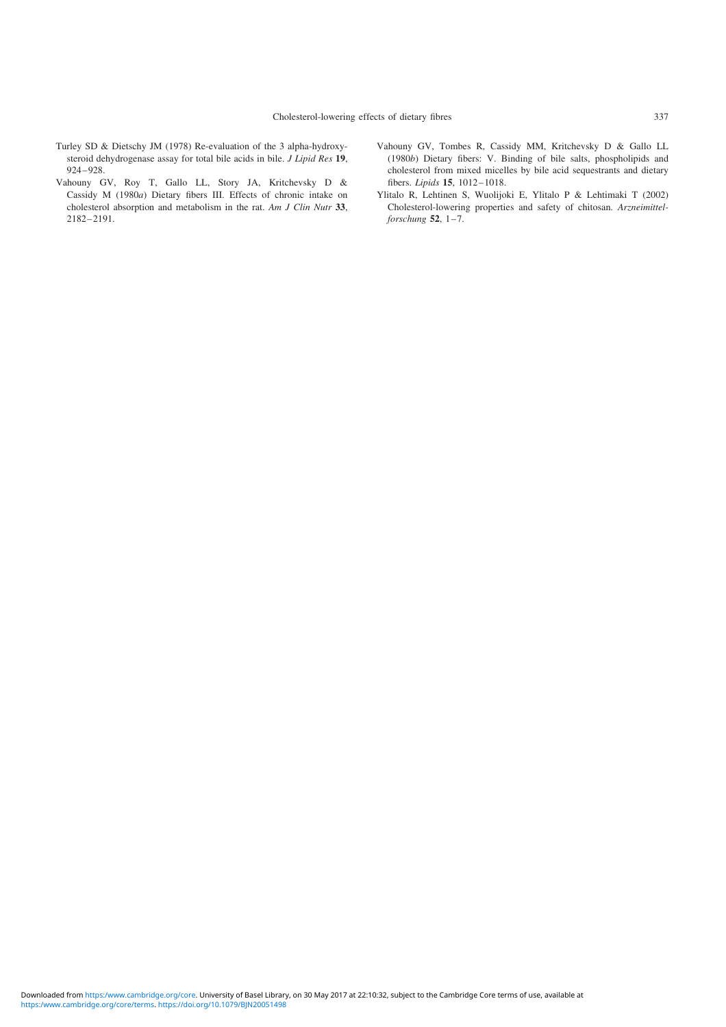Turley SD & Dietschy JM (1978) Re-evaluation of the 3 alpha-hydroxysteroid dehydrogenase assay for total bile acids in bile. *J Lipid Res* **19**, 924–928.

Vahouny GV, Roy T, Gallo LL, Story JA, Kritchevsky D & Cassidy M (1980*a*) Dietary fibers III. Effects of chronic intake on cholesterol absorption and metabolism in the rat. *Am J Clin Nutr* **33**, 2182–2191.

Vahouny GV, Tombes R, Cassidy MM, Kritchevsky D & Gallo LL (1980*b*) Dietary fibers: V. Binding of bile salts, phospholipids and cholesterol from mixed micelles by bile acid sequestrants and dietary fibers. *Lipids* **15**, 1012–1018.

Ylitalo R, Lehtinen S, Wuolijoki E, Ylitalo P & Lehtimaki T (2002) Cholesterol-lowering properties and safety of chitosan. *Arzneimittelforschung* **52**, 1–7.